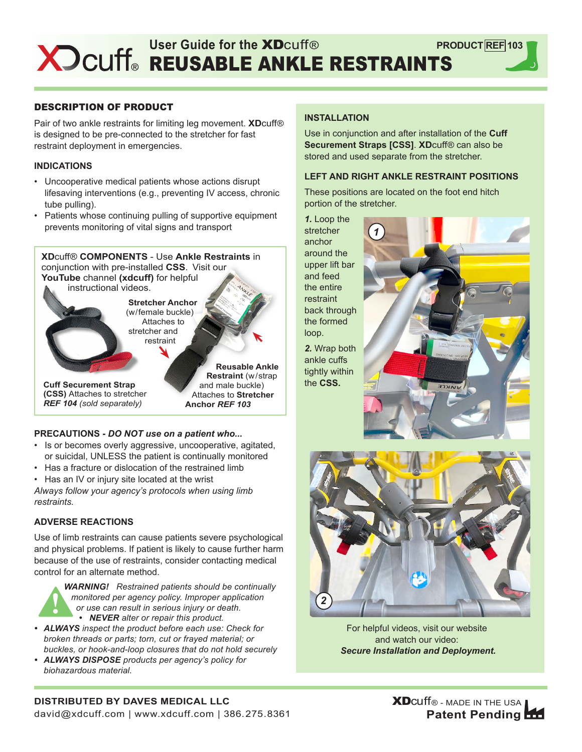# User Guide for the XDcuff® REUSABLE ANKLE RESTRAINTS

PRODUCT REF 103

## DESCRIPTION OF PRODUCT

Pair of two ankle restraints for limiting leg movement. **XD**cuff® is designed to be pre-connected to the stretcher for fast restraint deployment in emergencies.

### INDICATIONS

- Uncooperative medical patients whose actions disrupt lifesaving interventions (e.g., preventing IV access, chronic tube pulling).
- Patients whose continuing pulling of supportive equipment prevents monitoring of vital signs and transport

**XD**cuff® **COMPONENTS** - Use **Ankle Restraints** in conjunction with pre-installed **CSS**. Visit our **YouTube** channel **(xdcuff)** for helpful instructional videos.

**Stretcher Anchor** (w/female buckle) Attaches to stretcher and restraint

**Reusable Ankle Restraint** (w/strap and male buckle) Attaches to **Stretcher Anchor** *REF 103*

**Cuff Securement Strap (CSS)** Attaches to stretcher *REF 104 (sold separately)*

### PRECAUTIONS - *DO NOT use on a patient who...*

- Is or becomes overly aggressive, uncooperative, agitated, or suicidal, UNLESS the patient is continually monitored
- Has a fracture or dislocation of the restrained limb
- Has an IV or injury site located at the wrist

*Always follow your agency's protocols when using limb restraints.*

### ADVERSE REACTIONS

Use of limb restraints can cause patients severe psychological and physical problems. If patient is likely to cause further harm because of the use of restraints, consider contacting medical control for an alternate method.

***WARNING!*** *Restrained patients should be continually monitored per agency policy. Improper application or use can result in serious injury or death.*

- ***NEVER*** *alter or repair this product.*
- ***ALWAYS*** *inspect the product before each use: Check for broken threads or parts; torn, cut or frayed material; or buckles, or hook-and-loop closures that do not hold securely*
- ***ALWAYS DISPOSE*** *products per agency's policy for biohazardous material.*

### INSTALLATION

Use in conjunction and after installation of the **Cuff Securement Straps [CSS]**. **XD**cuff® can also be stored and used separate from the stretcher.

### LEFT AND RIGHT ANKLE RESTRAINT POSITIONS

These positions are located on the foot end hitch portion of the stretcher.

***1.*** Loop the stretcher anchor around the upper lift bar and feed the entire restraint back through the formed loop.

***2.*** Wrap both ankle cuffs tightly within the **CSS.**

For helpful videos, visit our website and watch our video: ***Secure Installation and Deployment.***

**DISTRIBUTED BY DAVES MEDICAL LLC**
david@xdcuff.com | www.xdcuff.com | 386.275.8361

**XD**cuff® - MADE IN THE USA
**Patent Pending**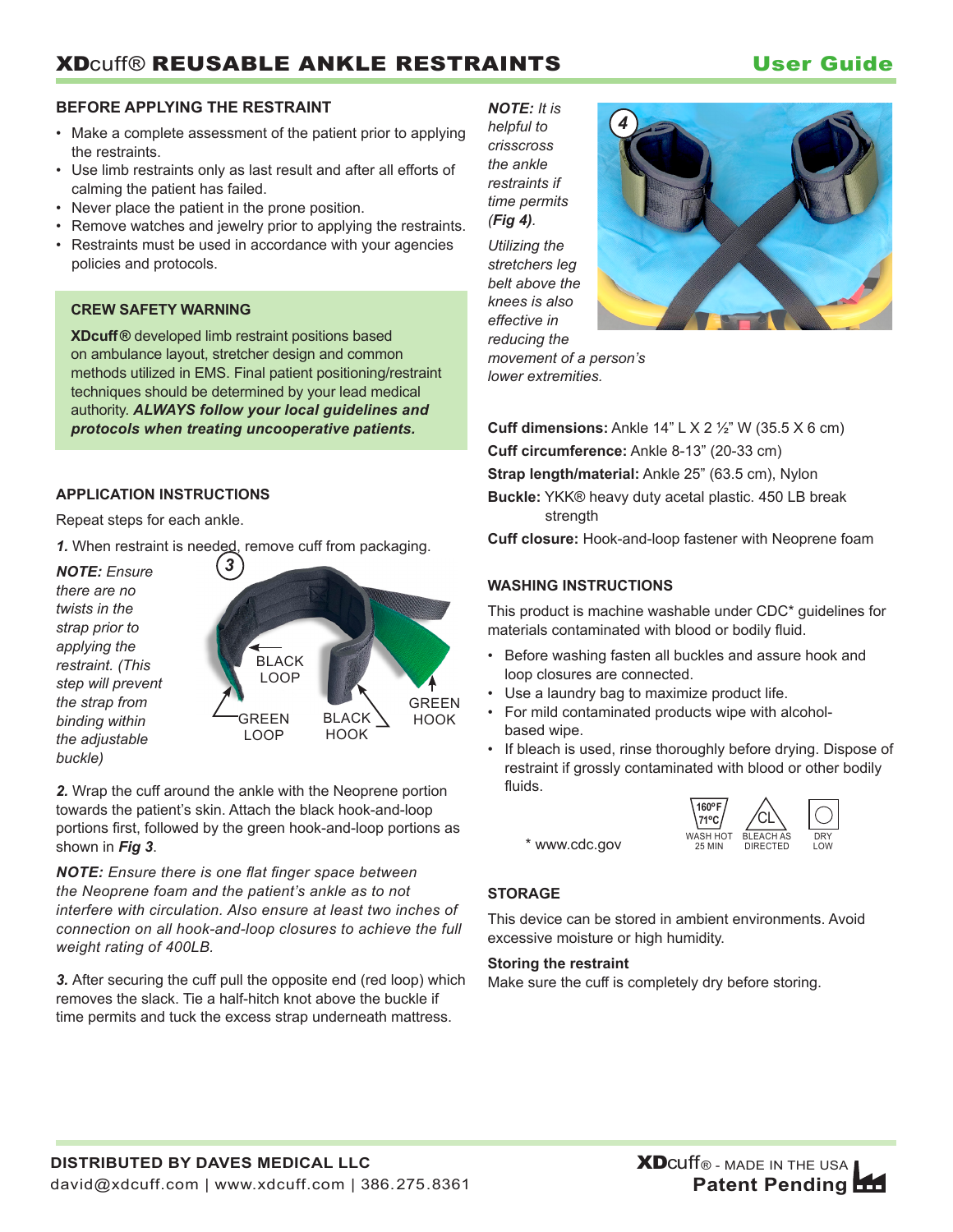# XDcuff® REUSABLE ANKLE RESTRAINTS

User Guide

## BEFORE APPLYING THE RESTRAINT

- Make a complete assessment of the patient prior to applying the restraints.
- Use limb restraints only as last result and after all efforts of calming the patient has failed.
- Never place the patient in the prone position.
- Remove watches and jewelry prior to applying the restraints.
- Restraints must be used in accordance with your agencies policies and protocols.

### CREW SAFETY WARNING

**XDcuff®** developed limb restraint positions based on ambulance layout, stretcher design and common methods utilized in EMS. Final patient positioning/restraint techniques should be determined by your lead medical authority. ***ALWAYS follow your local guidelines and protocols when treating uncooperative patients.***

## APPLICATION INSTRUCTIONS

Repeat steps for each ankle.

***1.*** When restraint is needed, remove cuff from packaging.

***NOTE:*** *Ensure there are no twists in the strap prior to applying the restraint. (This step will prevent the strap from binding within the adjustable buckle)*

3

BLACK LOOP

GREEN LOOP

BLACK HOOK

GREEN HOOK

***2.*** Wrap the cuff around the ankle with the Neoprene portion towards the patient's skin. Attach the black hook-and-loop portions first, followed by the green hook-and-loop portions as shown in ***Fig 3***.

***NOTE:*** *Ensure there is one flat finger space between the Neoprene foam and the patient's ankle as to not interfere with circulation. Also ensure at least two inches of connection on all hook-and-loop closures to achieve the full weight rating of 400LB.*

***3.*** After securing the cuff pull the opposite end (red loop) which removes the slack. Tie a half-hitch knot above the buckle if time permits and tuck the excess strap underneath mattress.

***NOTE:*** *It is helpful to crisscross the ankle restraints if time permits (**Fig 4**).*

*Utilizing the stretchers leg belt above the knees is also effective in reducing the movement of a person's lower extremities.*

4

**Cuff dimensions:** Ankle 14" L X 2 ½" W (35.5 X 6 cm)

**Cuff circumference:** Ankle 8-13" (20-33 cm)

**Strap length/material:** Ankle 25" (63.5 cm), Nylon

**Buckle:** YKK® heavy duty acetal plastic. 450 LB break strength

**Cuff closure:** Hook-and-loop fastener with Neoprene foam

## WASHING INSTRUCTIONS

This product is machine washable under CDC* guidelines for materials contaminated with blood or bodily fluid.

- Before washing fasten all buckles and assure hook and loop closures are connected.
- Use a laundry bag to maximize product life.
- For mild contaminated products wipe with alcohol-based wipe.
- If bleach is used, rinse thoroughly before drying. Dispose of restraint if grossly contaminated with blood or other bodily fluids.

\* www.cdc.gov

160°F 71°C — WASH HOT 25 MIN

CL — BLEACH AS DIRECTED

DRY LOW

## STORAGE

This device can be stored in ambient environments. Avoid excessive moisture or high humidity.

**Storing the restraint**

Make sure the cuff is completely dry before storing.

**DISTRIBUTED BY DAVES MEDICAL LLC**
david@xdcuff.com | www.xdcuff.com | 386.275.8361

**XDcuff®** - MADE IN THE USA
**Patent Pending**